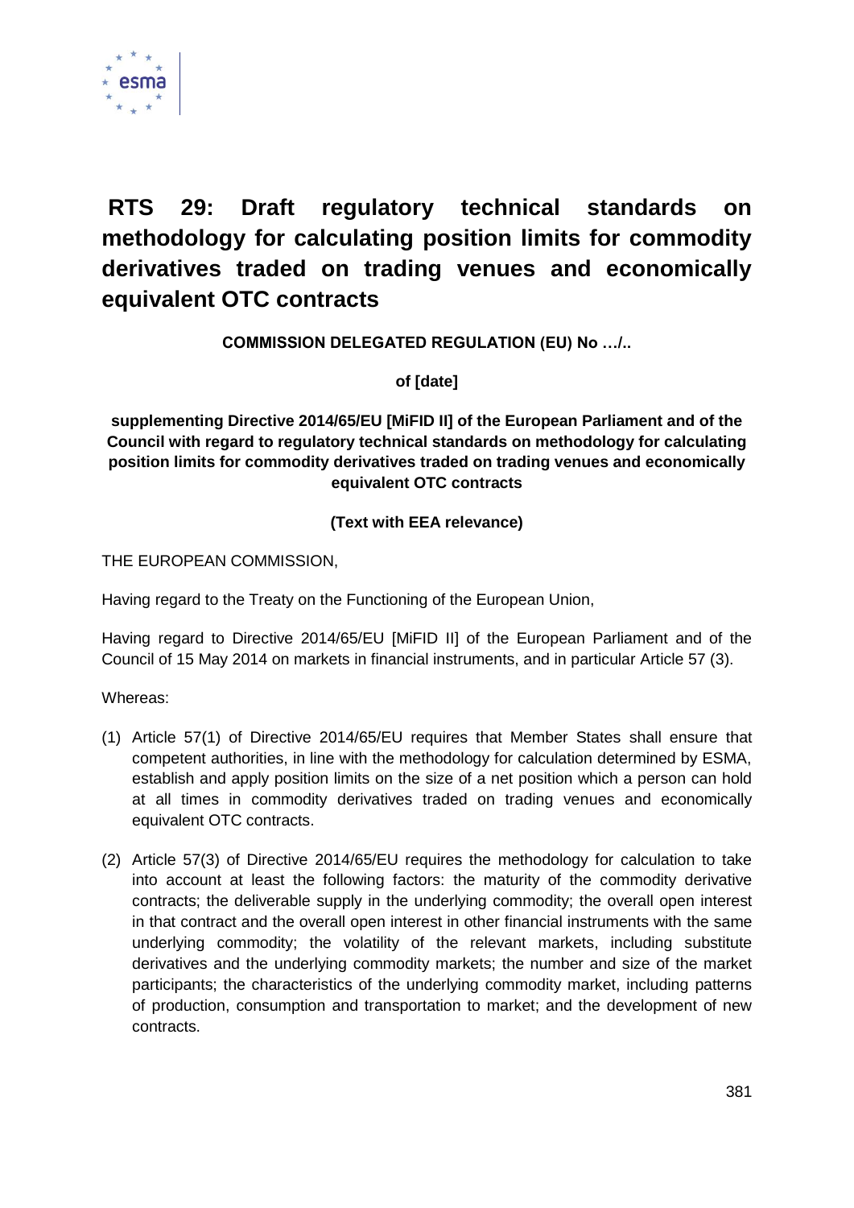# RTS 29: Draft regulatory technical standards on methodology for calculating position limits for commodity derivatives traded on trading venues and economically equivalent OTC contracts

**COMMISSION DELEGATED REGULATION (EU) No …/..**

**of [date]**

**supplementing Directive 2014/65/EU [MiFID II] of the European Parliament and of the Council with regard to regulatory technical standards on methodology for calculating position limits for commodity derivatives traded on trading venues and economically equivalent OTC contracts**

**(Text with EEA relevance)**

THE EUROPEAN COMMISSION,

Having regard to the Treaty on the Functioning of the European Union,

Having regard to Directive 2014/65/EU [MiFID II] of the European Parliament and of the Council of 15 May 2014 on markets in financial instruments, and in particular Article 57 (3).

Whereas:

(1) Article 57(1) of Directive 2014/65/EU requires that Member States shall ensure that competent authorities, in line with the methodology for calculation determined by ESMA, establish and apply position limits on the size of a net position which a person can hold at all times in commodity derivatives traded on trading venues and economically equivalent OTC contracts.

(2) Article 57(3) of Directive 2014/65/EU requires the methodology for calculation to take into account at least the following factors: the maturity of the commodity derivative contracts; the deliverable supply in the underlying commodity; the overall open interest in that contract and the overall open interest in other financial instruments with the same underlying commodity; the volatility of the relevant markets, including substitute derivatives and the underlying commodity markets; the number and size of the market participants; the characteristics of the underlying commodity market, including patterns of production, consumption and transportation to market; and the development of new contracts.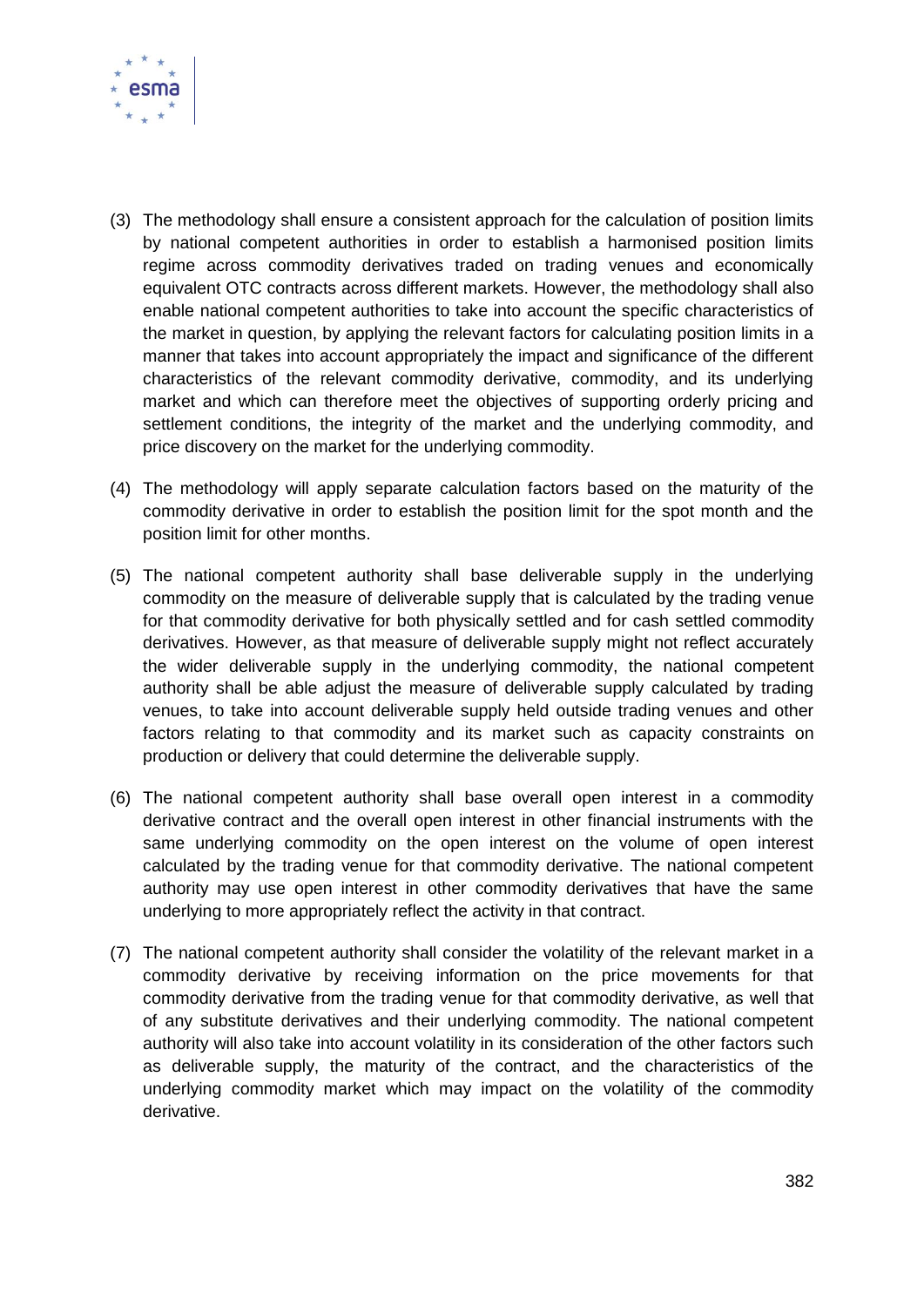(3) The methodology shall ensure a consistent approach for the calculation of position limits by national competent authorities in order to establish a harmonised position limits regime across commodity derivatives traded on trading venues and economically equivalent OTC contracts across different markets. However, the methodology shall also enable national competent authorities to take into account the specific characteristics of the market in question, by applying the relevant factors for calculating position limits in a manner that takes into account appropriately the impact and significance of the different characteristics of the relevant commodity derivative, commodity, and its underlying market and which can therefore meet the objectives of supporting orderly pricing and settlement conditions, the integrity of the market and the underlying commodity, and price discovery on the market for the underlying commodity.

(4) The methodology will apply separate calculation factors based on the maturity of the commodity derivative in order to establish the position limit for the spot month and the position limit for other months.

(5) The national competent authority shall base deliverable supply in the underlying commodity on the measure of deliverable supply that is calculated by the trading venue for that commodity derivative for both physically settled and for cash settled commodity derivatives. However, as that measure of deliverable supply might not reflect accurately the wider deliverable supply in the underlying commodity, the national competent authority shall be able adjust the measure of deliverable supply calculated by trading venues, to take into account deliverable supply held outside trading venues and other factors relating to that commodity and its market such as capacity constraints on production or delivery that could determine the deliverable supply.

(6) The national competent authority shall base overall open interest in a commodity derivative contract and the overall open interest in other financial instruments with the same underlying commodity on the open interest on the volume of open interest calculated by the trading venue for that commodity derivative. The national competent authority may use open interest in other commodity derivatives that have the same underlying to more appropriately reflect the activity in that contract.

(7) The national competent authority shall consider the volatility of the relevant market in a commodity derivative by receiving information on the price movements for that commodity derivative from the trading venue for that commodity derivative, as well that of any substitute derivatives and their underlying commodity. The national competent authority will also take into account volatility in its consideration of the other factors such as deliverable supply, the maturity of the contract, and the characteristics of the underlying commodity market which may impact on the volatility of the commodity derivative.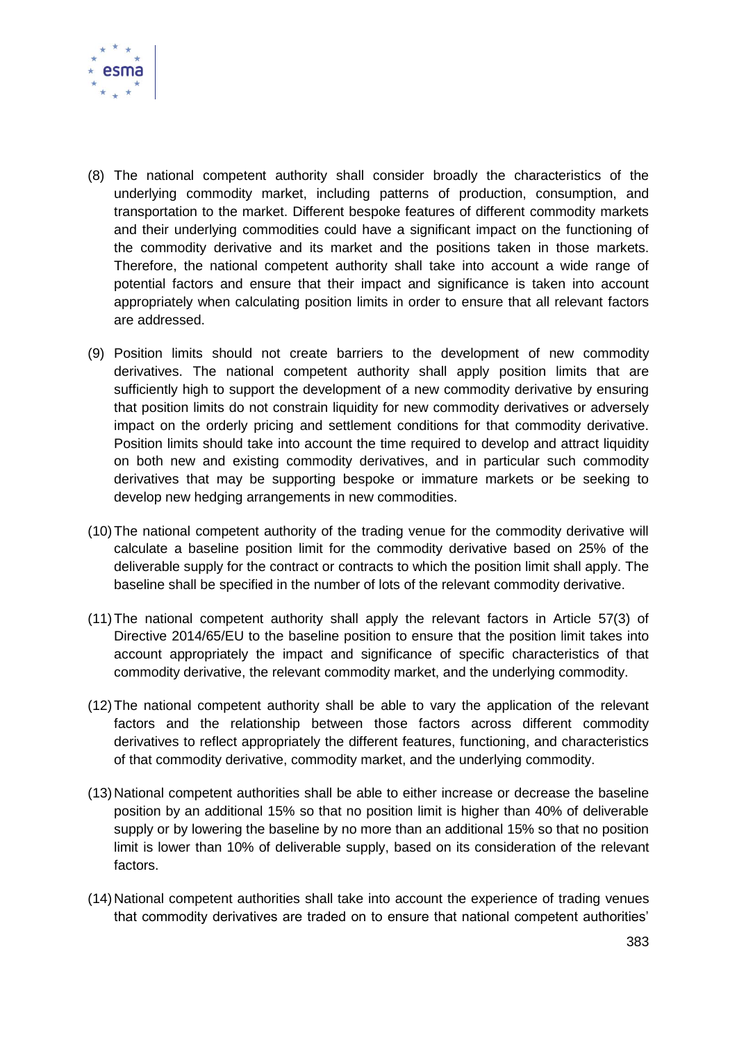(8) The national competent authority shall consider broadly the characteristics of the underlying commodity market, including patterns of production, consumption, and transportation to the market. Different bespoke features of different commodity markets and their underlying commodities could have a significant impact on the functioning of the commodity derivative and its market and the positions taken in those markets. Therefore, the national competent authority shall take into account a wide range of potential factors and ensure that their impact and significance is taken into account appropriately when calculating position limits in order to ensure that all relevant factors are addressed.

(9) Position limits should not create barriers to the development of new commodity derivatives. The national competent authority shall apply position limits that are sufficiently high to support the development of a new commodity derivative by ensuring that position limits do not constrain liquidity for new commodity derivatives or adversely impact on the orderly pricing and settlement conditions for that commodity derivative. Position limits should take into account the time required to develop and attract liquidity on both new and existing commodity derivatives, and in particular such commodity derivatives that may be supporting bespoke or immature markets or be seeking to develop new hedging arrangements in new commodities.

(10) The national competent authority of the trading venue for the commodity derivative will calculate a baseline position limit for the commodity derivative based on 25% of the deliverable supply for the contract or contracts to which the position limit shall apply. The baseline shall be specified in the number of lots of the relevant commodity derivative.

(11) The national competent authority shall apply the relevant factors in Article 57(3) of Directive 2014/65/EU to the baseline position to ensure that the position limit takes into account appropriately the impact and significance of specific characteristics of that commodity derivative, the relevant commodity market, and the underlying commodity.

(12) The national competent authority shall be able to vary the application of the relevant factors and the relationship between those factors across different commodity derivatives to reflect appropriately the different features, functioning, and characteristics of that commodity derivative, commodity market, and the underlying commodity.

(13) National competent authorities shall be able to either increase or decrease the baseline position by an additional 15% so that no position limit is higher than 40% of deliverable supply or by lowering the baseline by no more than an additional 15% so that no position limit is lower than 10% of deliverable supply, based on its consideration of the relevant factors.

(14) National competent authorities shall take into account the experience of trading venues that commodity derivatives are traded on to ensure that national competent authorities'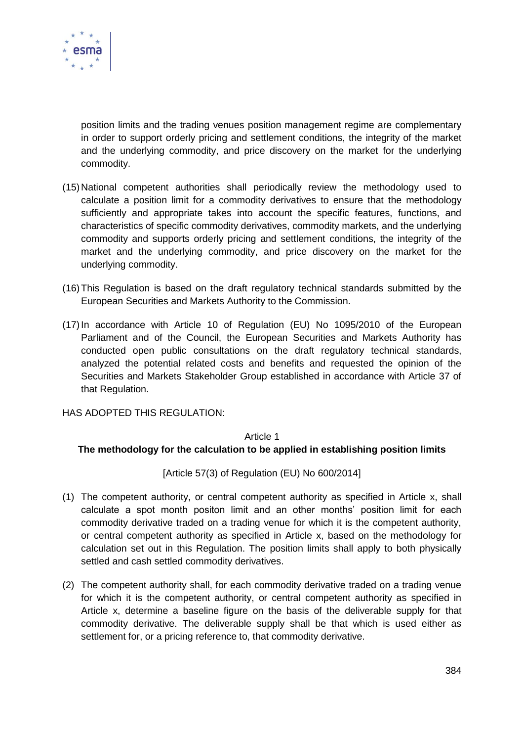position limits and the trading venues position management regime are complementary in order to support orderly pricing and settlement conditions, the integrity of the market and the underlying commodity, and price discovery on the market for the underlying commodity.

(15) National competent authorities shall periodically review the methodology used to calculate a position limit for a commodity derivatives to ensure that the methodology sufficiently and appropriate takes into account the specific features, functions, and characteristics of specific commodity derivatives, commodity markets, and the underlying commodity and supports orderly pricing and settlement conditions, the integrity of the market and the underlying commodity, and price discovery on the market for the underlying commodity.

(16) This Regulation is based on the draft regulatory technical standards submitted by the European Securities and Markets Authority to the Commission.

(17) In accordance with Article 10 of Regulation (EU) No 1095/2010 of the European Parliament and of the Council, the European Securities and Markets Authority has conducted open public consultations on the draft regulatory technical standards, analyzed the potential related costs and benefits and requested the opinion of the Securities and Markets Stakeholder Group established in accordance with Article 37 of that Regulation.

HAS ADOPTED THIS REGULATION:

Article 1

**The methodology for the calculation to be applied in establishing position limits**

[Article 57(3) of Regulation (EU) No 600/2014]

(1) The competent authority, or central competent authority as specified in Article x, shall calculate a spot month positon limit and an other months' position limit for each commodity derivative traded on a trading venue for which it is the competent authority, or central competent authority as specified in Article x, based on the methodology for calculation set out in this Regulation. The position limits shall apply to both physically settled and cash settled commodity derivatives.

(2) The competent authority shall, for each commodity derivative traded on a trading venue for which it is the competent authority, or central competent authority as specified in Article x, determine a baseline figure on the basis of the deliverable supply for that commodity derivative. The deliverable supply shall be that which is used either as settlement for, or a pricing reference to, that commodity derivative.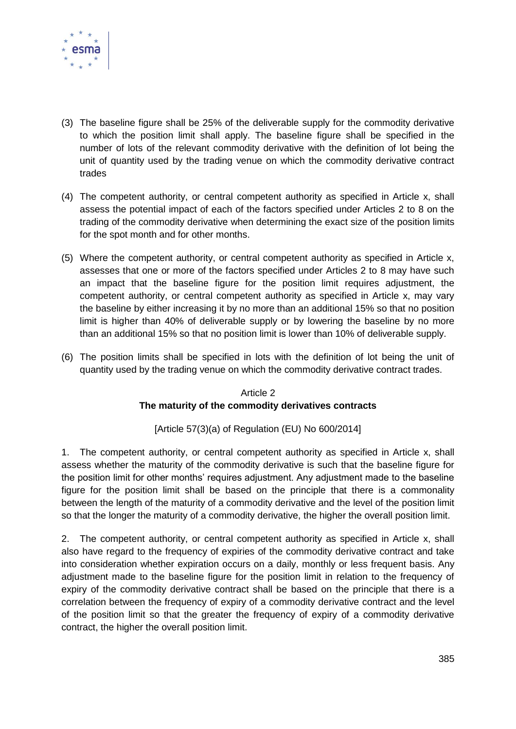(3) The baseline figure shall be 25% of the deliverable supply for the commodity derivative to which the position limit shall apply. The baseline figure shall be specified in the number of lots of the relevant commodity derivative with the definition of lot being the unit of quantity used by the trading venue on which the commodity derivative contract trades

(4) The competent authority, or central competent authority as specified in Article x, shall assess the potential impact of each of the factors specified under Articles 2 to 8 on the trading of the commodity derivative when determining the exact size of the position limits for the spot month and for other months.

(5) Where the competent authority, or central competent authority as specified in Article x, assesses that one or more of the factors specified under Articles 2 to 8 may have such an impact that the baseline figure for the position limit requires adjustment, the competent authority, or central competent authority as specified in Article x, may vary the baseline by either increasing it by no more than an additional 15% so that no position limit is higher than 40% of deliverable supply or by lowering the baseline by no more than an additional 15% so that no position limit is lower than 10% of deliverable supply.

(6) The position limits shall be specified in lots with the definition of lot being the unit of quantity used by the trading venue on which the commodity derivative contract trades.

Article 2

**The maturity of the commodity derivatives contracts**

[Article 57(3)(a) of Regulation (EU) No 600/2014]

1. The competent authority, or central competent authority as specified in Article x, shall assess whether the maturity of the commodity derivative is such that the baseline figure for the position limit for other months' requires adjustment. Any adjustment made to the baseline figure for the position limit shall be based on the principle that there is a commonality between the length of the maturity of a commodity derivative and the level of the position limit so that the longer the maturity of a commodity derivative, the higher the overall position limit.

2. The competent authority, or central competent authority as specified in Article x, shall also have regard to the frequency of expiries of the commodity derivative contract and take into consideration whether expiration occurs on a daily, monthly or less frequent basis. Any adjustment made to the baseline figure for the position limit in relation to the frequency of expiry of the commodity derivative contract shall be based on the principle that there is a correlation between the frequency of expiry of a commodity derivative contract and the level of the position limit so that the greater the frequency of expiry of a commodity derivative contract, the higher the overall position limit.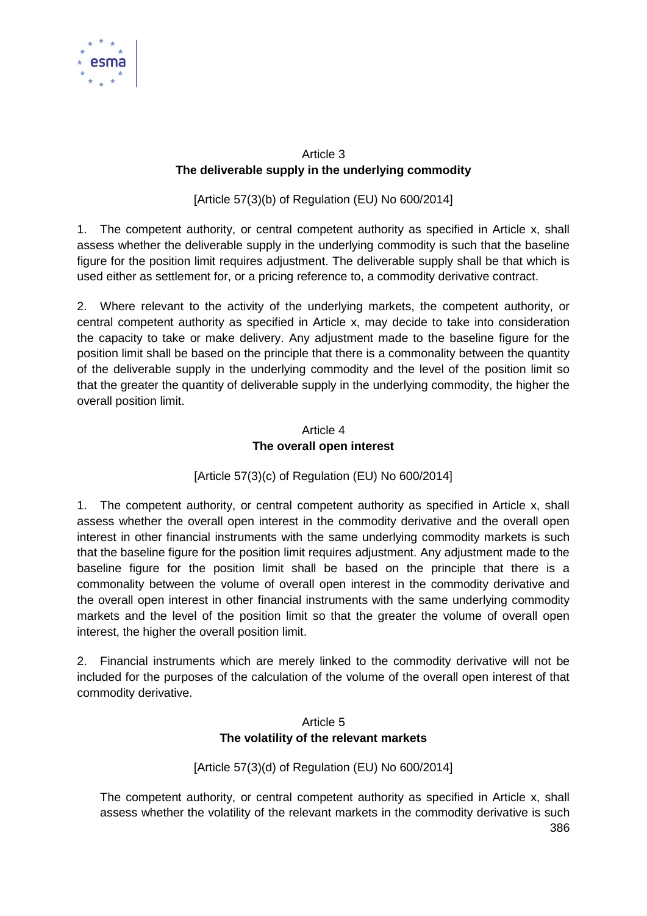### Article 3
### The deliverable supply in the underlying commodity

[Article 57(3)(b) of Regulation (EU) No 600/2014]

1. The competent authority, or central competent authority as specified in Article x, shall assess whether the deliverable supply in the underlying commodity is such that the baseline figure for the position limit requires adjustment. The deliverable supply shall be that which is used either as settlement for, or a pricing reference to, a commodity derivative contract.

2. Where relevant to the activity of the underlying markets, the competent authority, or central competent authority as specified in Article x, may decide to take into consideration the capacity to take or make delivery. Any adjustment made to the baseline figure for the position limit shall be based on the principle that there is a commonality between the quantity of the deliverable supply in the underlying commodity and the level of the position limit so that the greater the quantity of deliverable supply in the underlying commodity, the higher the overall position limit.

### Article 4
### The overall open interest

[Article 57(3)(c) of Regulation (EU) No 600/2014]

1. The competent authority, or central competent authority as specified in Article x, shall assess whether the overall open interest in the commodity derivative and the overall open interest in other financial instruments with the same underlying commodity markets is such that the baseline figure for the position limit requires adjustment. Any adjustment made to the baseline figure for the position limit shall be based on the principle that there is a commonality between the volume of overall open interest in the commodity derivative and the overall open interest in other financial instruments with the same underlying commodity markets and the level of the position limit so that the greater the volume of overall open interest, the higher the overall position limit.

2. Financial instruments which are merely linked to the commodity derivative will not be included for the purposes of the calculation of the volume of the overall open interest of that commodity derivative.

### Article 5
### The volatility of the relevant markets

[Article 57(3)(d) of Regulation (EU) No 600/2014]

The competent authority, or central competent authority as specified in Article x, shall assess whether the volatility of the relevant markets in the commodity derivative is such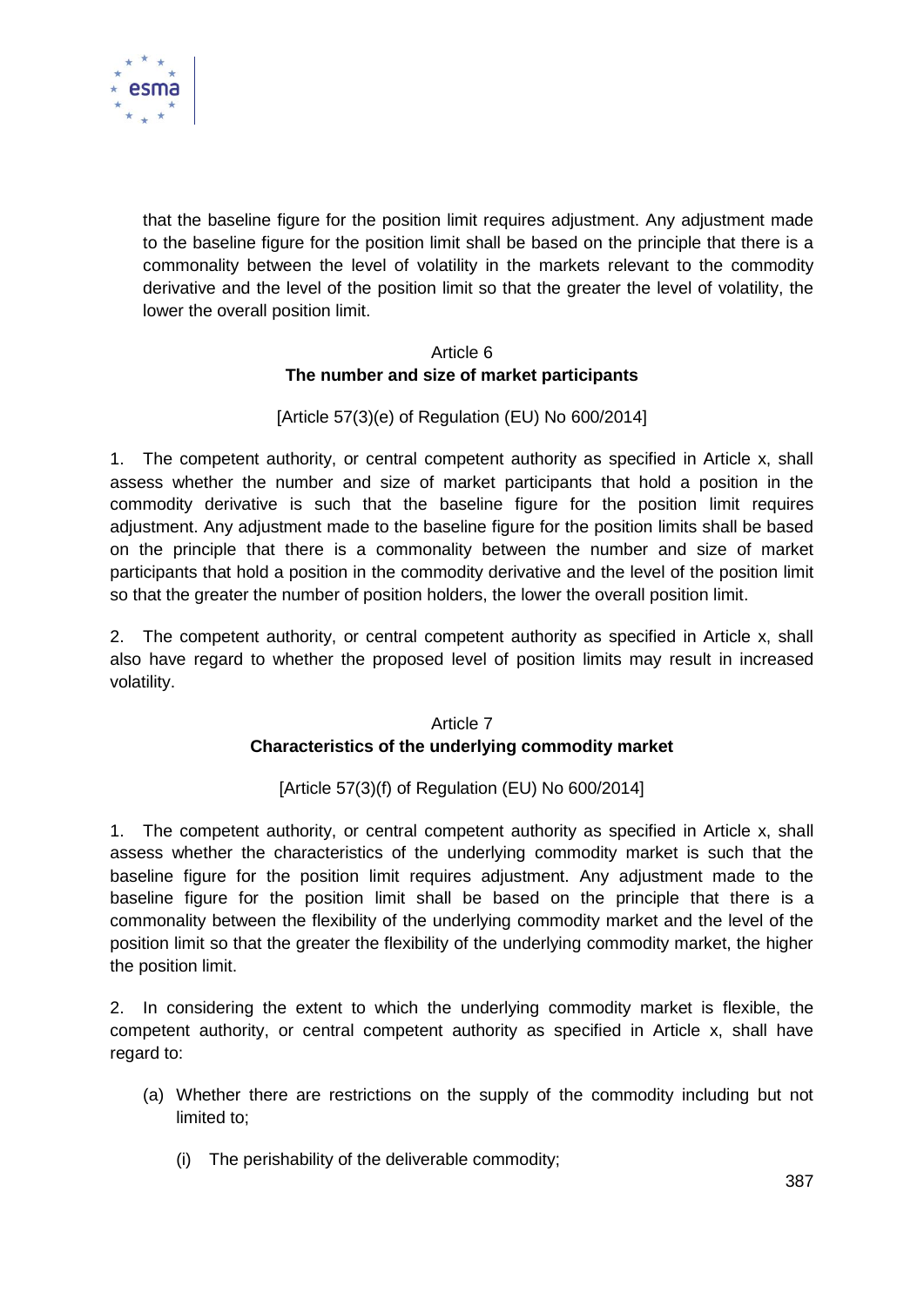that the baseline figure for the position limit requires adjustment. Any adjustment made to the baseline figure for the position limit shall be based on the principle that there is a commonality between the level of volatility in the markets relevant to the commodity derivative and the level of the position limit so that the greater the level of volatility, the lower the overall position limit.

### Article 6
### The number and size of market participants

[Article 57(3)(e) of Regulation (EU) No 600/2014]

1. The competent authority, or central competent authority as specified in Article x, shall assess whether the number and size of market participants that hold a position in the commodity derivative is such that the baseline figure for the position limit requires adjustment. Any adjustment made to the baseline figure for the position limits shall be based on the principle that there is a commonality between the number and size of market participants that hold a position in the commodity derivative and the level of the position limit so that the greater the number of position holders, the lower the overall position limit.

2. The competent authority, or central competent authority as specified in Article x, shall also have regard to whether the proposed level of position limits may result in increased volatility.

### Article 7
### Characteristics of the underlying commodity market

[Article 57(3)(f) of Regulation (EU) No 600/2014]

1. The competent authority, or central competent authority as specified in Article x, shall assess whether the characteristics of the underlying commodity market is such that the baseline figure for the position limit requires adjustment. Any adjustment made to the baseline figure for the position limit shall be based on the principle that there is a commonality between the flexibility of the underlying commodity market and the level of the position limit so that the greater the flexibility of the underlying commodity market, the higher the position limit.

2. In considering the extent to which the underlying commodity market is flexible, the competent authority, or central competent authority as specified in Article x, shall have regard to:

(a) Whether there are restrictions on the supply of the commodity including but not limited to;

  (i) The perishability of the deliverable commodity;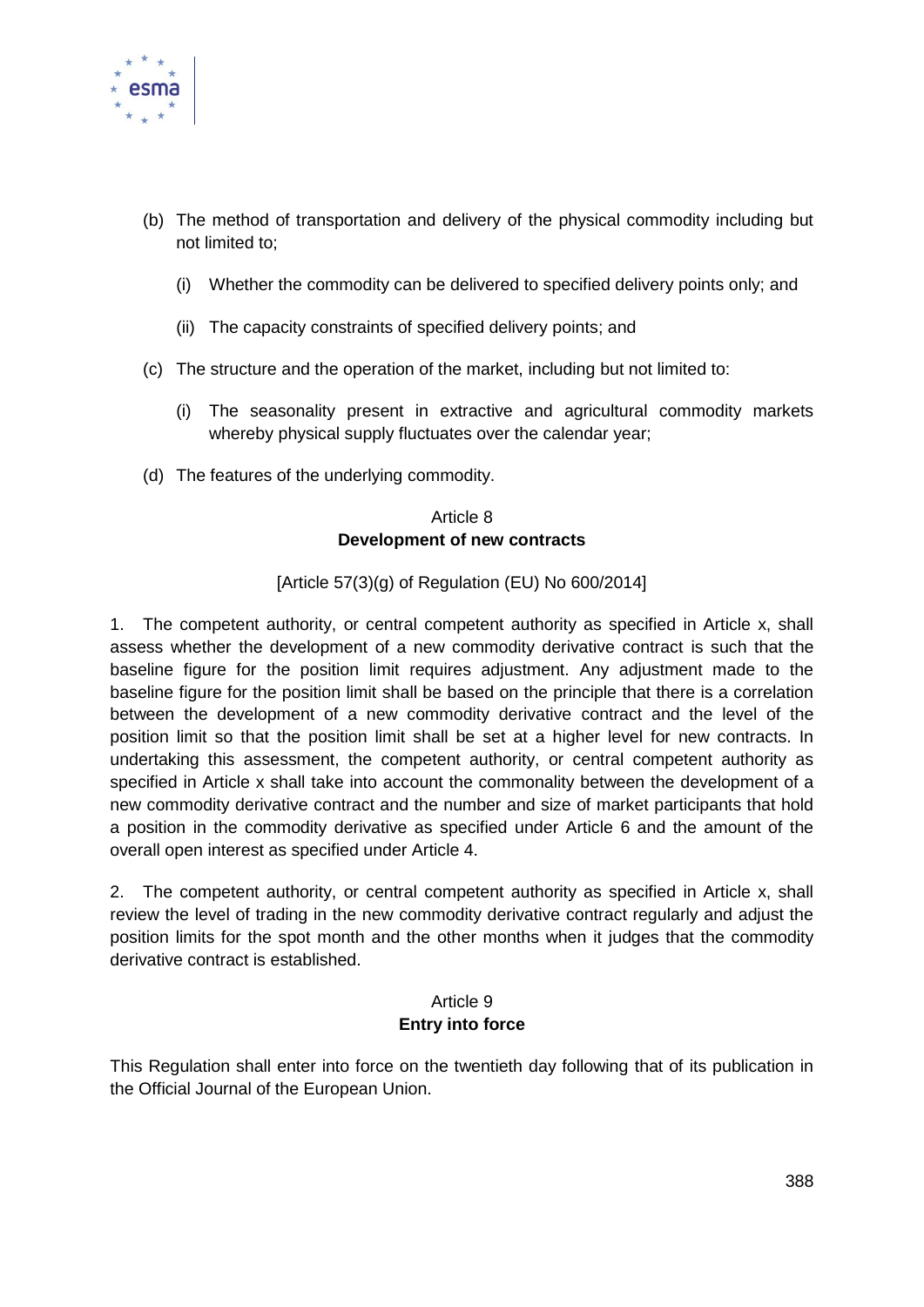(b) The method of transportation and delivery of the physical commodity including but not limited to;

   (i) Whether the commodity can be delivered to specified delivery points only; and

   (ii) The capacity constraints of specified delivery points; and

(c) The structure and the operation of the market, including but not limited to:

   (i) The seasonality present in extractive and agricultural commodity markets whereby physical supply fluctuates over the calendar year;

(d) The features of the underlying commodity.

Article 8
**Development of new contracts**

[Article 57(3)(g) of Regulation (EU) No 600/2014]

1. The competent authority, or central competent authority as specified in Article x, shall assess whether the development of a new commodity derivative contract is such that the baseline figure for the position limit requires adjustment. Any adjustment made to the baseline figure for the position limit shall be based on the principle that there is a correlation between the development of a new commodity derivative contract and the level of the position limit so that the position limit shall be set at a higher level for new contracts. In undertaking this assessment, the competent authority, or central competent authority as specified in Article x shall take into account the commonality between the development of a new commodity derivative contract and the number and size of market participants that hold a position in the commodity derivative as specified under Article 6 and the amount of the overall open interest as specified under Article 4.

2. The competent authority, or central competent authority as specified in Article x, shall review the level of trading in the new commodity derivative contract regularly and adjust the position limits for the spot month and the other months when it judges that the commodity derivative contract is established.

Article 9
**Entry into force**

This Regulation shall enter into force on the twentieth day following that of its publication in the Official Journal of the European Union.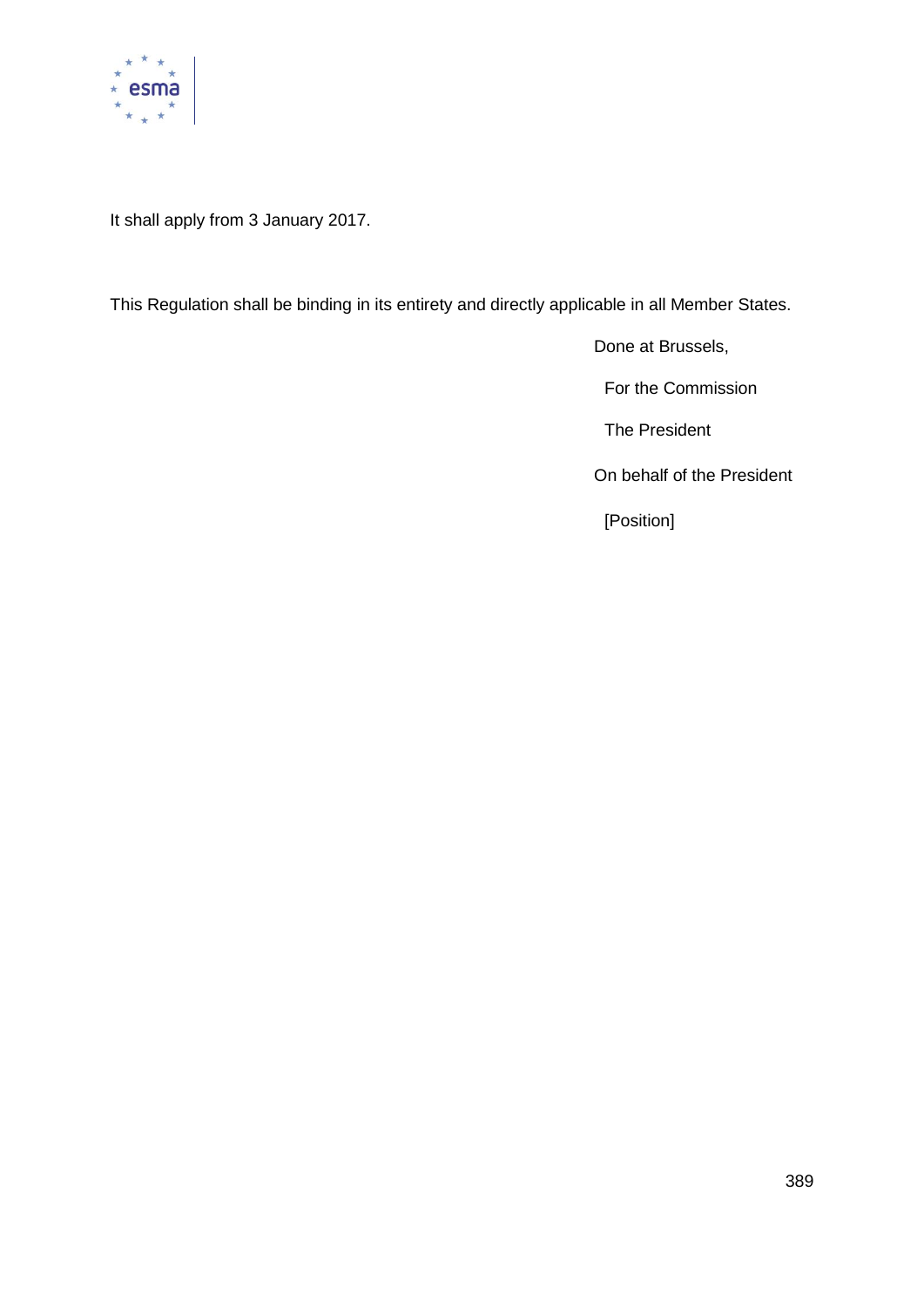It shall apply from 3 January 2017.

This Regulation shall be binding in its entirety and directly applicable in all Member States.

Done at Brussels,

For the Commission

The President

On behalf of the President

[Position]